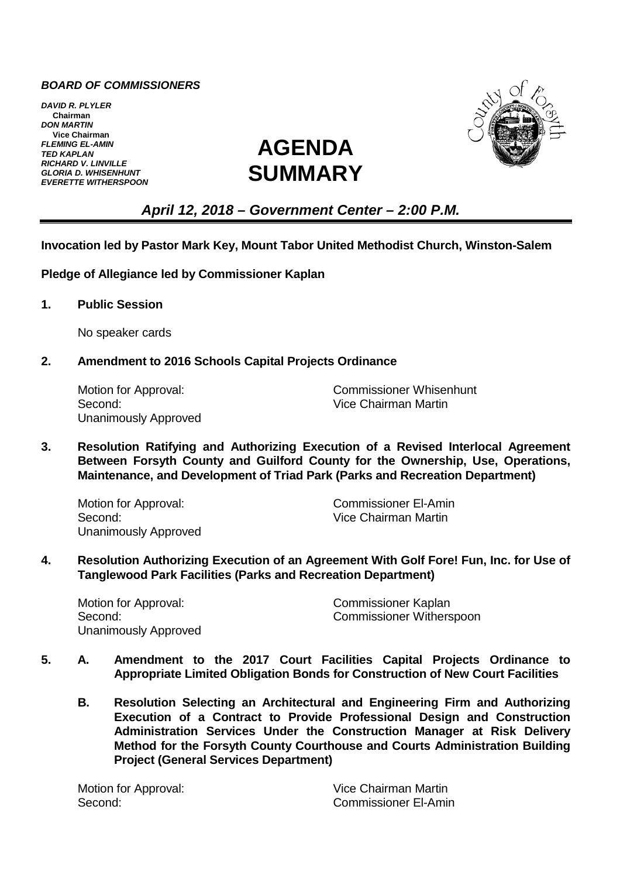***BOARD OF COMMISSIONERS***

***DAVID R. PLYLER***
**Chairman**
***DON MARTIN***
**Vice Chairman**
***FLEMING EL-AMIN***
***TED KAPLAN***
***RICHARD V. LINVILLE***
***GLORIA D. WHISENHUNT***
***EVERETTE WITHERSPOON***

# AGENDA SUMMARY

## *April 12, 2018 – Government Center – 2:00 P.M.*

**Invocation led by Pastor Mark Key, Mount Tabor United Methodist Church, Winston-Salem**

**Pledge of Allegiance led by Commissioner Kaplan**

**1. Public Session**

No speaker cards

**2. Amendment to 2016 Schools Capital Projects Ordinance**

Motion for Approval: Commissioner Whisenhunt
Second: Vice Chairman Martin
Unanimously Approved

**3. Resolution Ratifying and Authorizing Execution of a Revised Interlocal Agreement Between Forsyth County and Guilford County for the Ownership, Use, Operations, Maintenance, and Development of Triad Park (Parks and Recreation Department)**

Motion for Approval: Commissioner El-Amin
Second: Vice Chairman Martin
Unanimously Approved

**4. Resolution Authorizing Execution of an Agreement With Golf Fore! Fun, Inc. for Use of Tanglewood Park Facilities (Parks and Recreation Department)**

Motion for Approval: Commissioner Kaplan
Second: Commissioner Witherspoon
Unanimously Approved

**5. A. Amendment to the 2017 Court Facilities Capital Projects Ordinance to Appropriate Limited Obligation Bonds for Construction of New Court Facilities**

**B. Resolution Selecting an Architectural and Engineering Firm and Authorizing Execution of a Contract to Provide Professional Design and Construction Administration Services Under the Construction Manager at Risk Delivery Method for the Forsyth County Courthouse and Courts Administration Building Project (General Services Department)**

Motion for Approval: Vice Chairman Martin
Second: Commissioner El-Amin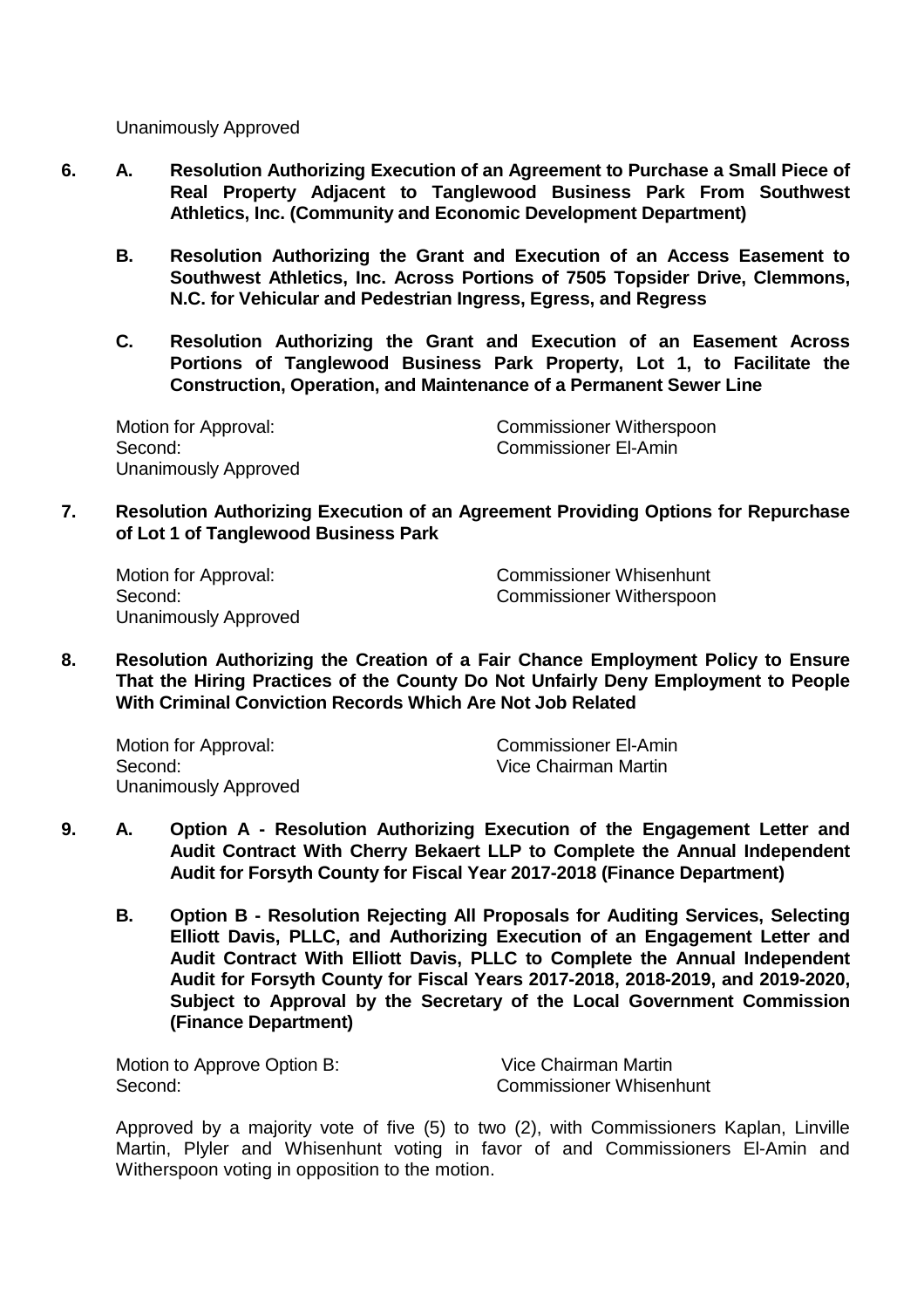Unanimously Approved

**6. A. Resolution Authorizing Execution of an Agreement to Purchase a Small Piece of Real Property Adjacent to Tanglewood Business Park From Southwest Athletics, Inc. (Community and Economic Development Department)**

**B. Resolution Authorizing the Grant and Execution of an Access Easement to Southwest Athletics, Inc. Across Portions of 7505 Topsider Drive, Clemmons, N.C. for Vehicular and Pedestrian Ingress, Egress, and Regress**

**C. Resolution Authorizing the Grant and Execution of an Easement Across Portions of Tanglewood Business Park Property, Lot 1, to Facilitate the Construction, Operation, and Maintenance of a Permanent Sewer Line**

Motion for Approval: Commissioner Witherspoon
Second: Commissioner El-Amin
Unanimously Approved

**7. Resolution Authorizing Execution of an Agreement Providing Options for Repurchase of Lot 1 of Tanglewood Business Park**

Motion for Approval: Commissioner Whisenhunt
Second: Commissioner Witherspoon
Unanimously Approved

**8. Resolution Authorizing the Creation of a Fair Chance Employment Policy to Ensure That the Hiring Practices of the County Do Not Unfairly Deny Employment to People With Criminal Conviction Records Which Are Not Job Related**

Motion for Approval: Commissioner El-Amin
Second: Vice Chairman Martin
Unanimously Approved

**9. A. Option A - Resolution Authorizing Execution of the Engagement Letter and Audit Contract With Cherry Bekaert LLP to Complete the Annual Independent Audit for Forsyth County for Fiscal Year 2017-2018 (Finance Department)**

**B. Option B - Resolution Rejecting All Proposals for Auditing Services, Selecting Elliott Davis, PLLC, and Authorizing Execution of an Engagement Letter and Audit Contract With Elliott Davis, PLLC to Complete the Annual Independent Audit for Forsyth County for Fiscal Years 2017-2018, 2018-2019, and 2019-2020, Subject to Approval by the Secretary of the Local Government Commission (Finance Department)**

Motion to Approve Option B: Vice Chairman Martin
Second: Commissioner Whisenhunt

Approved by a majority vote of five (5) to two (2), with Commissioners Kaplan, Linville Martin, Plyler and Whisenhunt voting in favor of and Commissioners El-Amin and Witherspoon voting in opposition to the motion.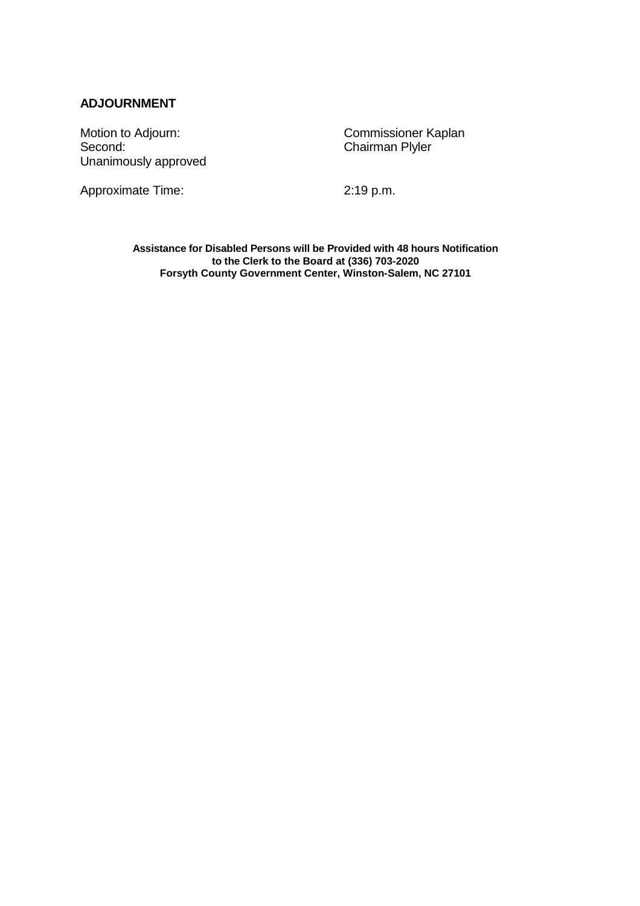## ADJOURNMENT

| | |
|---|---|
| Motion to Adjourn: | Commissioner Kaplan |
| Second: | Chairman Plyler |
| Unanimously approved | |
| Approximate Time: | 2:19 p.m. |

**Assistance for Disabled Persons will be Provided with 48 hours Notification to the Clerk to the Board at (336) 703-2020**
**Forsyth County Government Center, Winston-Salem, NC 27101**